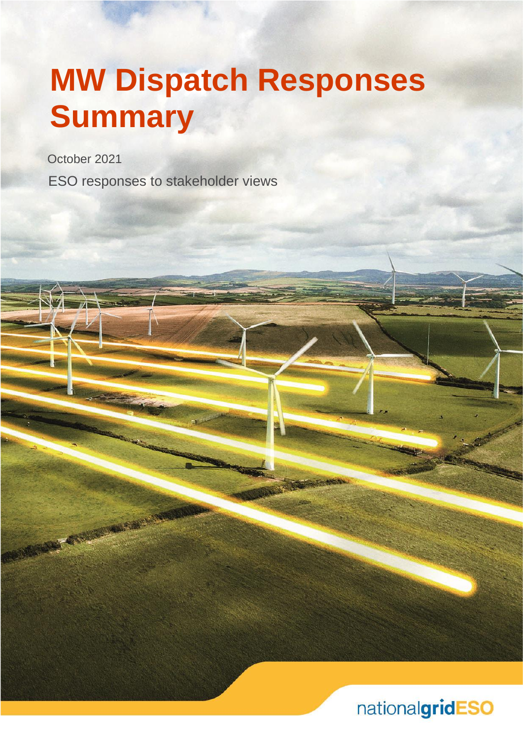# MW Dispatch Responses Summary

October 2021

ESO responses to stakeholder views

nationalgridESO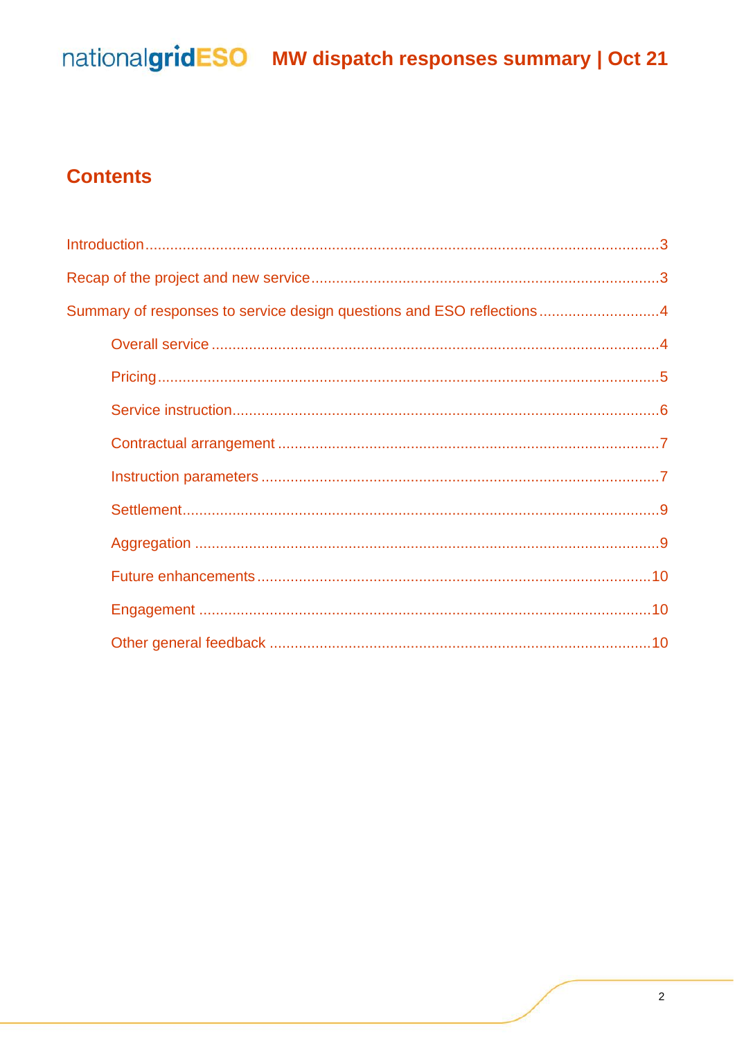## Contents

Introduction ........................................................................................................................3

Recap of the project and new service ....................................................................................3

Summary of responses to service design questions and ESO reflections ..............................4

- Overall service ..............................................................................................................4
- Pricing ...........................................................................................................................5
- Service instruction .........................................................................................................6
- Contractual arrangement ...............................................................................................7
- Instruction parameters ..................................................................................................7
- Settlement .....................................................................................................................9
- Aggregation ...................................................................................................................9
- Future enhancements ..................................................................................................10
- Engagement ................................................................................................................10
- Other general feedback ...............................................................................................10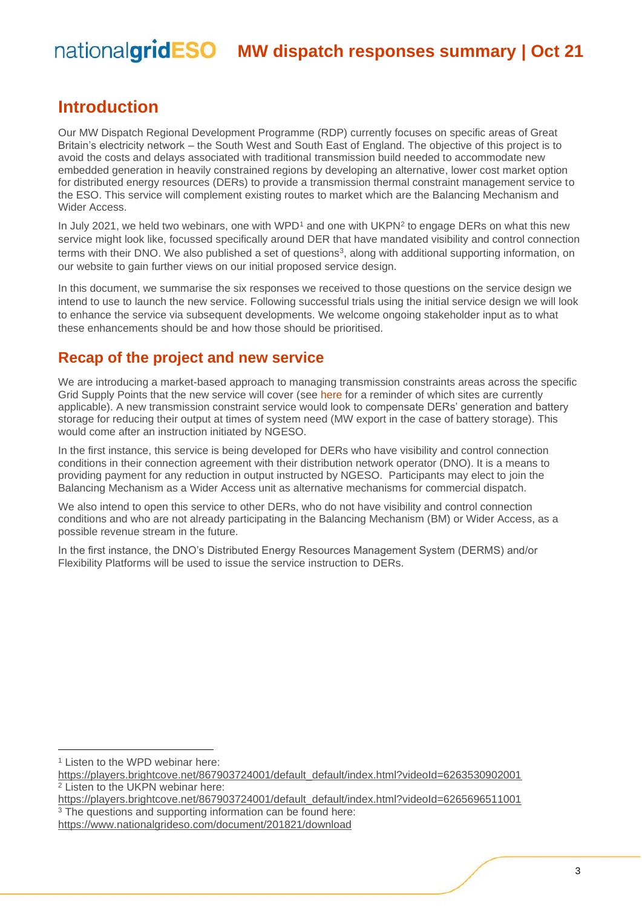## Introduction

Our MW Dispatch Regional Development Programme (RDP) currently focuses on specific areas of Great Britain's electricity network – the South West and South East of England. The objective of this project is to avoid the costs and delays associated with traditional transmission build needed to accommodate new embedded generation in heavily constrained regions by developing an alternative, lower cost market option for distributed energy resources (DERs) to provide a transmission thermal constraint management service to the ESO. This service will complement existing routes to market which are the Balancing Mechanism and Wider Access.

In July 2021, we held two webinars, one with WPD[1] and one with UKPN[2] to engage DERs on what this new service might look like, focussed specifically around DER that have mandated visibility and control connection terms with their DNO. We also published a set of questions[3], along with additional supporting information, on our website to gain further views on our initial proposed service design.

In this document, we summarise the six responses we received to those questions on the service design we intend to use to launch the new service. Following successful trials using the initial service design we will look to enhance the service via subsequent developments. We welcome ongoing stakeholder input as to what these enhancements should be and how those should be prioritised.

## Recap of the project and new service

We are introducing a market-based approach to managing transmission constraints areas across the specific Grid Supply Points that the new service will cover (see here for a reminder of which sites are currently applicable). A new transmission constraint service would look to compensate DERs' generation and battery storage for reducing their output at times of system need (MW export in the case of battery storage). This would come after an instruction initiated by NGESO.

In the first instance, this service is being developed for DERs who have visibility and control connection conditions in their connection agreement with their distribution network operator (DNO). It is a means to providing payment for any reduction in output instructed by NGESO. Participants may elect to join the Balancing Mechanism as a Wider Access unit as alternative mechanisms for commercial dispatch.

We also intend to open this service to other DERs, who do not have visibility and control connection conditions and who are not already participating in the Balancing Mechanism (BM) or Wider Access, as a possible revenue stream in the future.

In the first instance, the DNO's Distributed Energy Resources Management System (DERMS) and/or Flexibility Platforms will be used to issue the service instruction to DERs.

---

[1] Listen to the WPD webinar here: https://players.brightcove.net/867903724001/default_default/index.html?videoId=6263530902001

[2] Listen to the UKPN webinar here: https://players.brightcove.net/867903724001/default_default/index.html?videoId=6265696511001

[3] The questions and supporting information can be found here: https://www.nationalgrideso.com/document/201821/download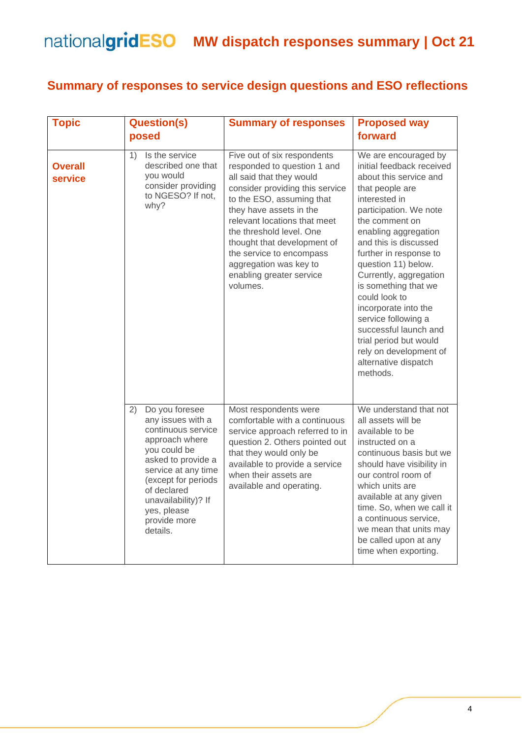## Summary of responses to service design questions and ESO reflections

| Topic | Question(s) posed | Summary of responses | Proposed way forward |
|---|---|---|---|
| **Overall service** | 1) Is the service described one that you would consider providing to NGESO? If not, why? | Five out of six respondents responded to question 1 and all said that they would consider providing this service to the ESO, assuming that they have assets in the relevant locations that meet the threshold level. One thought that development of the service to encompass aggregation was key to enabling greater service volumes. | We are encouraged by initial feedback received about this service and that people are interested in participation. We note the comment on enabling aggregation and this is discussed further in response to question 11) below. Currently, aggregation is something that we could look to incorporate into the service following a successful launch and trial period but would rely on development of alternative dispatch methods. |
| | 2) Do you foresee any issues with a continuous service approach where you could be asked to provide a service at any time (except for periods of declared unavailability)? If yes, please provide more details. | Most respondents were comfortable with a continuous service approach referred to in question 2. Others pointed out that they would only be available to provide a service when their assets are available and operating. | We understand that not all assets will be available to be instructed on a continuous basis but we should have visibility in our control room of which units are available at any given time. So, when we call it a continuous service, we mean that units may be called upon at any time when exporting. |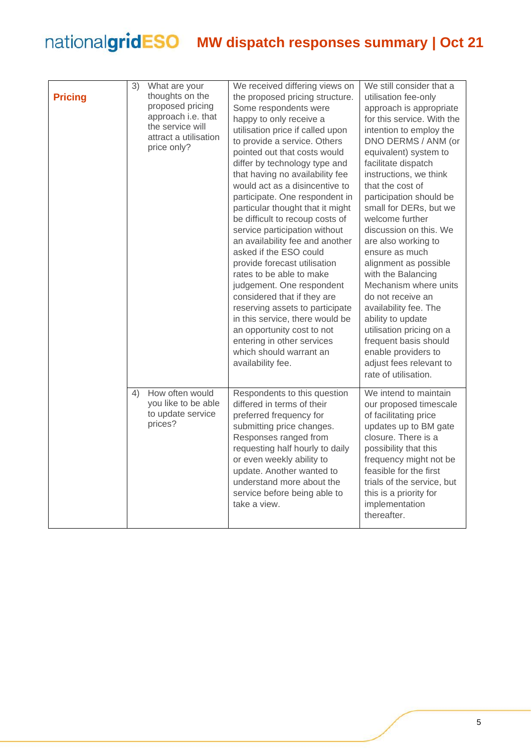| Pricing | 3) What are your thoughts on the proposed pricing approach i.e. that the service will attract a utilisation price only? | We received differing views on the proposed pricing structure. Some respondents were happy to only receive a utilisation price if called upon to provide a service. Others pointed out that costs would differ by technology type and that having no availability fee would act as a disincentive to participate. One respondent in particular thought that it might be difficult to recoup costs of service participation without an availability fee and another asked if the ESO could provide forecast utilisation rates to be able to make judgement. One respondent considered that if they are reserving assets to participate in this service, there would be an opportunity cost to not entering in other services which should warrant an availability fee. | We still consider that a utilisation fee-only approach is appropriate for this service. With the intention to employ the DNO DERMS / ANM (or equivalent) system to facilitate dispatch instructions, we think that the cost of participation should be small for DERs, but we welcome further discussion on this. We are also working to ensure as much alignment as possible with the Balancing Mechanism where units do not receive an availability fee. The ability to update utilisation pricing on a frequent basis should enable providers to adjust fees relevant to rate of utilisation. |
|---|---|---|---|
| | 4) How often would you like to be able to update service prices? | Respondents to this question differed in terms of their preferred frequency for submitting price changes. Responses ranged from requesting half hourly to daily or even weekly ability to update. Another wanted to understand more about the service before being able to take a view. | We intend to maintain our proposed timescale of facilitating price updates up to BM gate closure. There is a possibility that this frequency might not be feasible for the first trials of the service, but this is a priority for implementation thereafter. |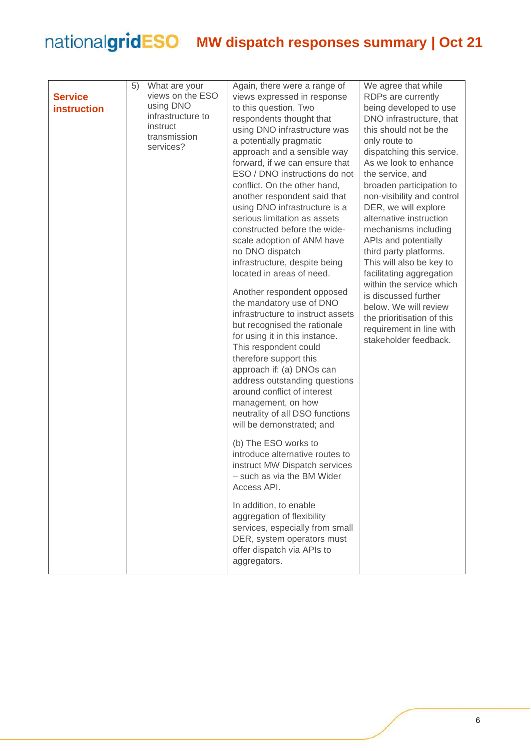| Service instruction | 5) What are your views on the ESO using DNO infrastructure to instruct transmission services? | Again, there were a range of views expressed in response to this question. Two respondents thought that using DNO infrastructure was a potentially pragmatic approach and a sensible way forward, if we can ensure that ESO / DNO instructions do not conflict. On the other hand, another respondent said that using DNO infrastructure is a serious limitation as assets constructed before the wide-scale adoption of ANM have no DNO dispatch infrastructure, despite being located in areas of need.<br><br>Another respondent opposed the mandatory use of DNO infrastructure to instruct assets but recognised the rationale for using it in this instance. This respondent could therefore support this approach if: (a) DNOs can address outstanding questions around conflict of interest management, on how neutrality of all DSO functions will be demonstrated; and<br><br>(b) The ESO works to introduce alternative routes to instruct MW Dispatch services – such as via the BM Wider Access API.<br><br>In addition, to enable aggregation of flexibility services, especially from small DER, system operators must offer dispatch via APIs to aggregators. | We agree that while RDPs are currently being developed to use DNO infrastructure, that this should not be the only route to dispatching this service. As we look to enhance the service, and broaden participation to non-visibility and control DER, we will explore alternative instruction mechanisms including APIs and potentially third party platforms. This will also be key to facilitating aggregation within the service which is discussed further below. We will review the prioritisation of this requirement in line with stakeholder feedback. |
|---|---|---|---|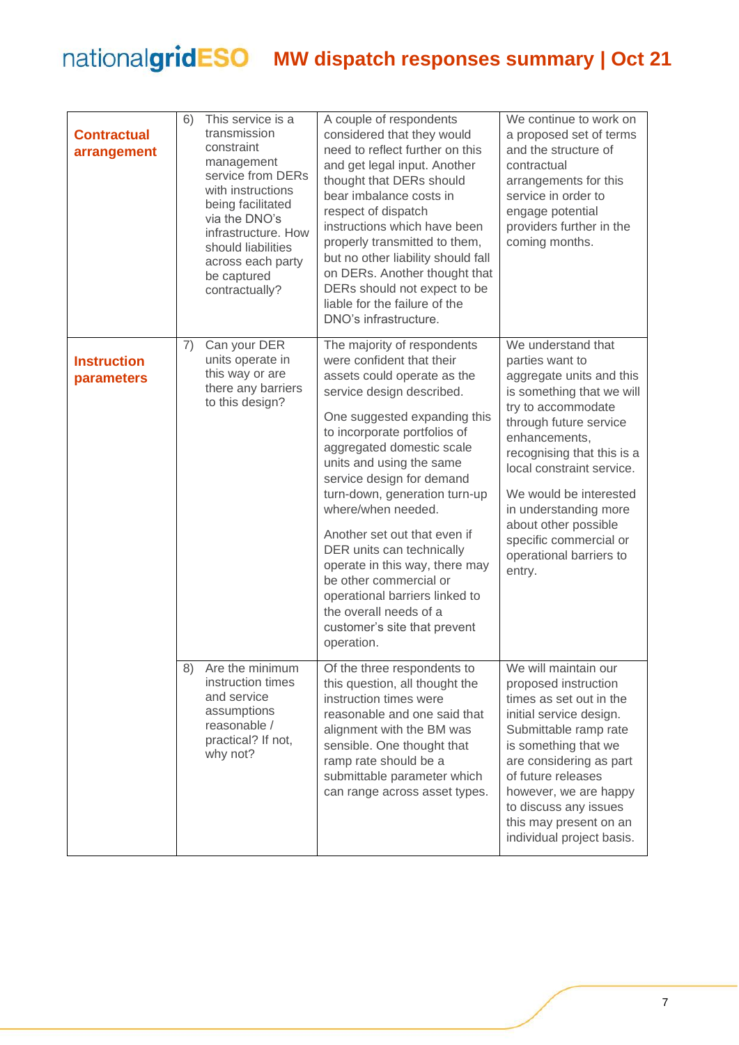| | | | |
|---|---|---|---|
| **Contractual arrangement** | 6) This service is a transmission constraint management service from DERs with instructions being facilitated via the DNO's infrastructure. How should liabilities across each party be captured contractually? | A couple of respondents considered that they would need to reflect further on this and get legal input. Another thought that DERs should bear imbalance costs in respect of dispatch instructions which have been properly transmitted to them, but no other liability should fall on DERs. Another thought that DERs should not expect to be liable for the failure of the DNO's infrastructure. | We continue to work on a proposed set of terms and the structure of contractual arrangements for this service in order to engage potential providers further in the coming months. |
| **Instruction parameters** | 7) Can your DER units operate in this way or are there any barriers to this design? | The majority of respondents were confident that their assets could operate as the service design described.<br><br>One suggested expanding this to incorporate portfolios of aggregated domestic scale units and using the same service design for demand turn-down, generation turn-up where/when needed.<br><br>Another set out that even if DER units can technically operate in this way, there may be other commercial or operational barriers linked to the overall needs of a customer's site that prevent operation. | We understand that parties want to aggregate units and this is something that we will try to accommodate through future service enhancements, recognising that this is a local constraint service.<br><br>We would be interested in understanding more about other possible specific commercial or operational barriers to entry. |
| | 8) Are the minimum instruction times and service assumptions reasonable / practical? If not, why not? | Of the three respondents to this question, all thought the instruction times were reasonable and one said that alignment with the BM was sensible. One thought that ramp rate should be a submittable parameter which can range across asset types. | We will maintain our proposed instruction times as set out in the initial service design. Submittable ramp rate is something that we are considering as part of future releases however, we are happy to discuss any issues this may present on an individual project basis. |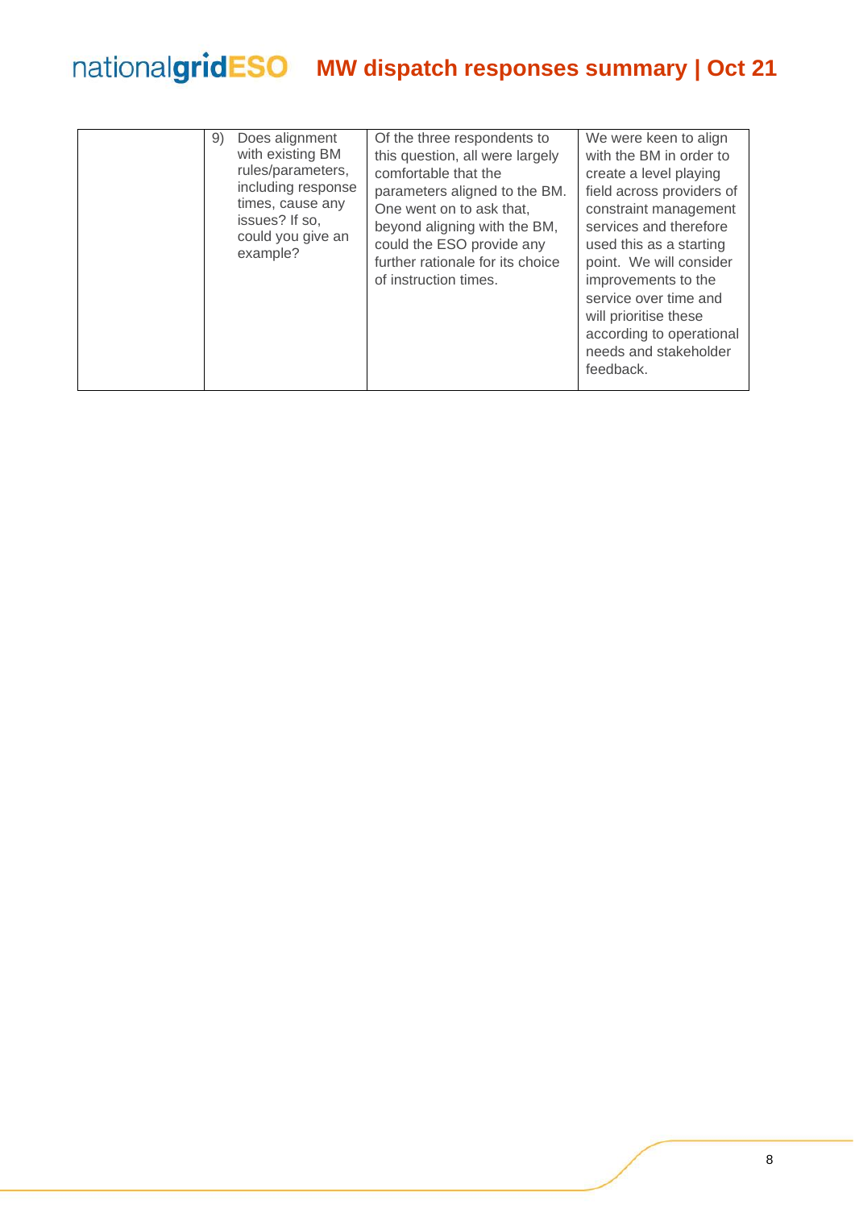|  | 9) Does alignment with existing BM rules/parameters, including response times, cause any issues? If so, could you give an example? | Of the three respondents to this question, all were largely comfortable that the parameters aligned to the BM. One went on to ask that, beyond aligning with the BM, could the ESO provide any further rationale for its choice of instruction times. | We were keen to align with the BM in order to create a level playing field across providers of constraint management services and therefore used this as a starting point. We will consider improvements to the service over time and will prioritise these according to operational needs and stakeholder feedback. |
|---|---|---|---|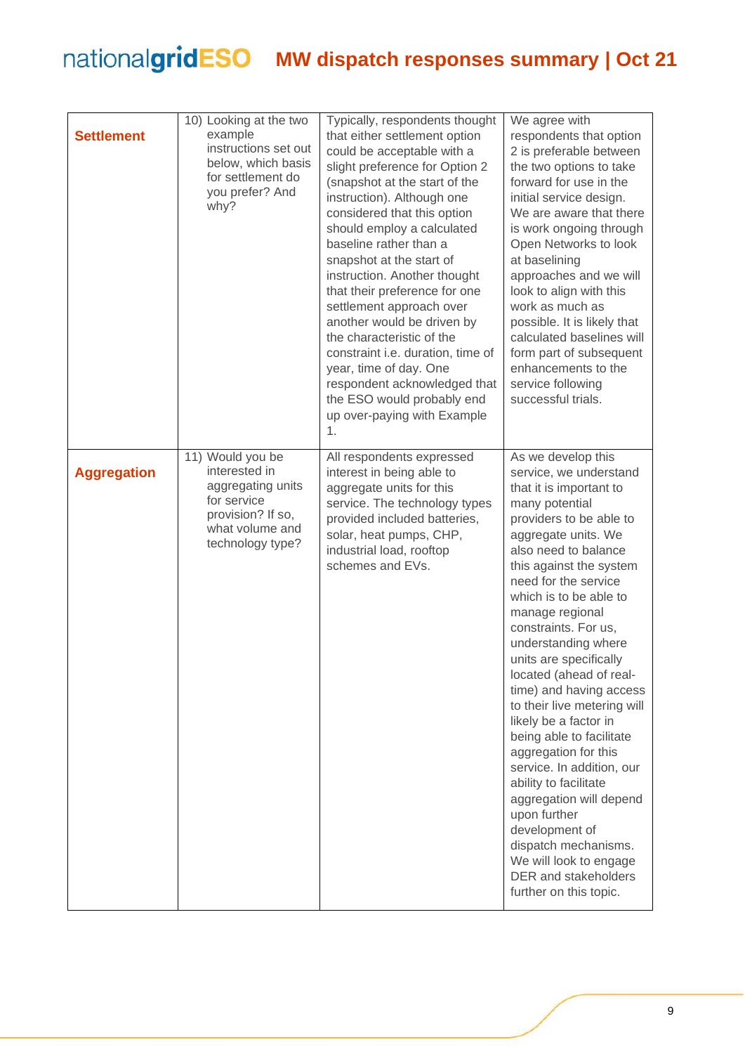| | | | |
|---|---|---|---|
| **Settlement** | 10) Looking at the two example instructions set out below, which basis for settlement do you prefer? And why? | Typically, respondents thought that either settlement option could be acceptable with a slight preference for Option 2 (snapshot at the start of the instruction). Although one considered that this option should employ a calculated baseline rather than a snapshot at the start of instruction. Another thought that their preference for one settlement approach over another would be driven by the characteristic of the constraint i.e. duration, time of year, time of day. One respondent acknowledged that the ESO would probably end up over-paying with Example 1. | We agree with respondents that option 2 is preferable between the two options to take forward for use in the initial service design. We are aware that there is work ongoing through Open Networks to look at baselining approaches and we will look to align with this work as much as possible. It is likely that calculated baselines will form part of subsequent enhancements to the service following successful trials. |
| **Aggregation** | 11) Would you be interested in aggregating units for service provision? If so, what volume and technology type? | All respondents expressed interest in being able to aggregate units for this service. The technology types provided included batteries, solar, heat pumps, CHP, industrial load, rooftop schemes and EVs. | As we develop this service, we understand that it is important to many potential providers to be able to aggregate units. We also need to balance this against the system need for the service which is to be able to manage regional constraints. For us, understanding where units are specifically located (ahead of real-time) and having access to their live metering will likely be a factor in being able to facilitate aggregation for this service. In addition, our ability to facilitate aggregation will depend upon further development of dispatch mechanisms. We will look to engage DER and stakeholders further on this topic. |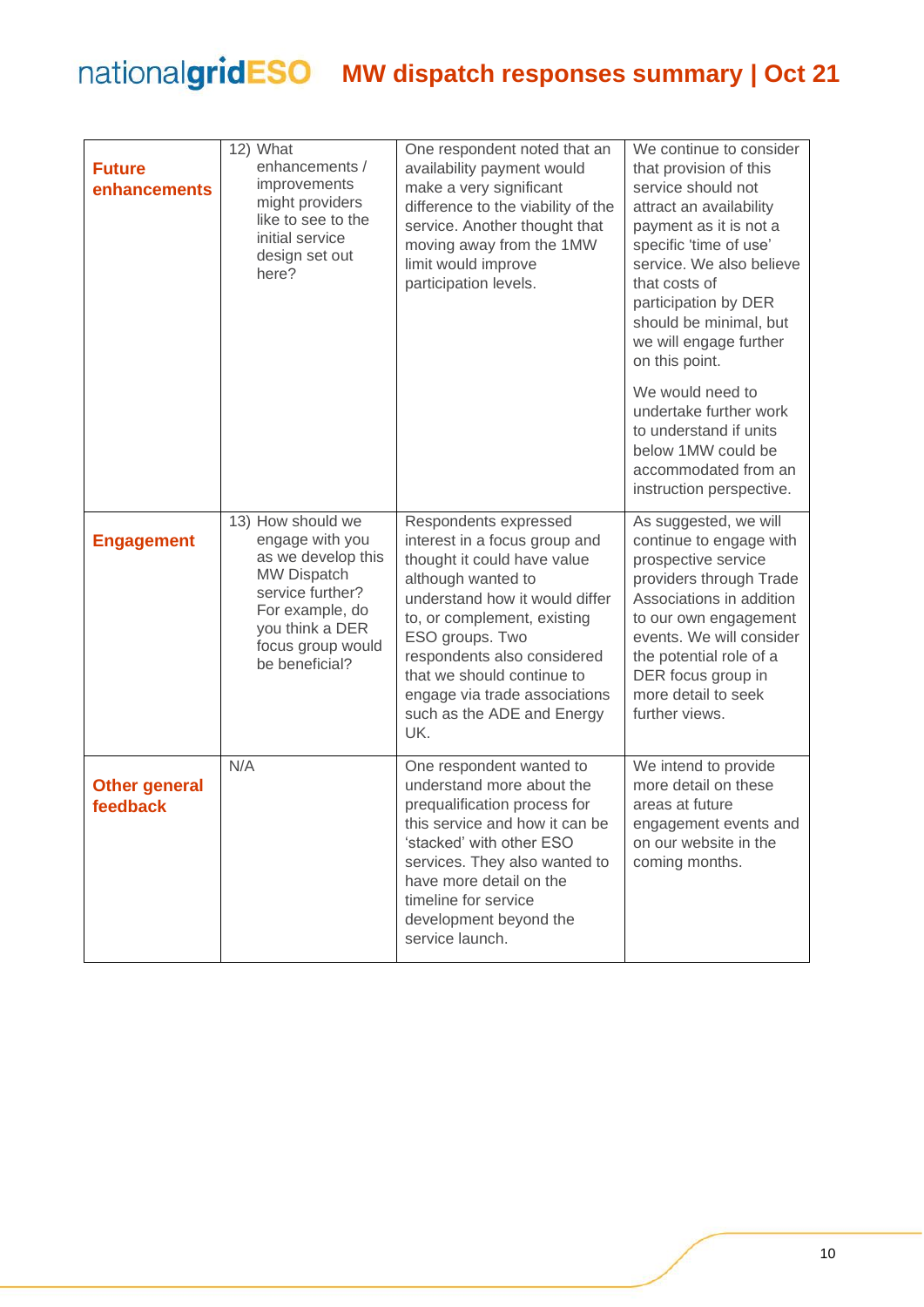| | | | |
|---|---|---|---|
| **Future enhancements** | 12) What enhancements / improvements might providers like to see to the initial service design set out here? | One respondent noted that an availability payment would make a very significant difference to the viability of the service. Another thought that moving away from the 1MW limit would improve participation levels. | We continue to consider that provision of this service should not attract an availability payment as it is not a specific 'time of use' service. We also believe that costs of participation by DER should be minimal, but we will engage further on this point.<br><br>We would need to undertake further work to understand if units below 1MW could be accommodated from an instruction perspective. |
| **Engagement** | 13) How should we engage with you as we develop this MW Dispatch service further? For example, do you think a DER focus group would be beneficial? | Respondents expressed interest in a focus group and thought it could have value although wanted to understand how it would differ to, or complement, existing ESO groups. Two respondents also considered that we should continue to engage via trade associations such as the ADE and Energy UK. | As suggested, we will continue to engage with prospective service providers through Trade Associations in addition to our own engagement events. We will consider the potential role of a DER focus group in more detail to seek further views. |
| **Other general feedback** | N/A | One respondent wanted to understand more about the prequalification process for this service and how it can be 'stacked' with other ESO services. They also wanted to have more detail on the timeline for service development beyond the service launch. | We intend to provide more detail on these areas at future engagement events and on our website in the coming months. |